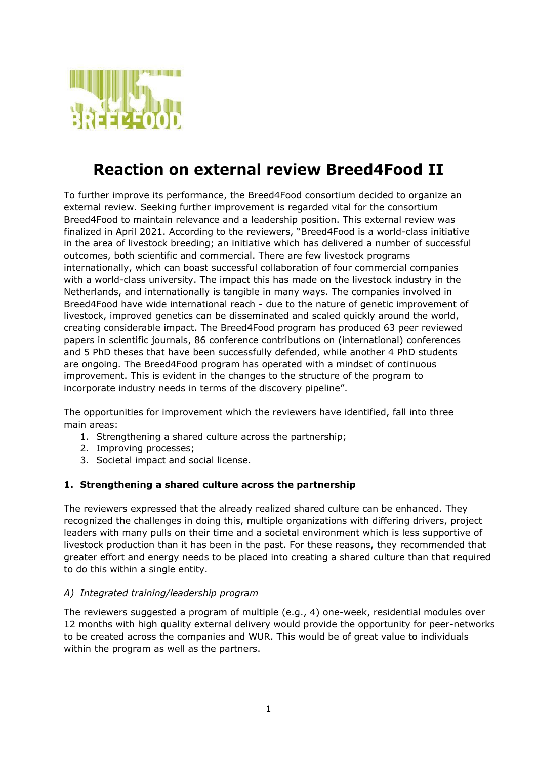# Reaction on external review Breed4Food II

To further improve its performance, the Breed4Food consortium decided to organize an external review. Seeking further improvement is regarded vital for the consortium Breed4Food to maintain relevance and a leadership position. This external review was finalized in April 2021. According to the reviewers, "Breed4Food is a world-class initiative in the area of livestock breeding; an initiative which has delivered a number of successful outcomes, both scientific and commercial. There are few livestock programs internationally, which can boast successful collaboration of four commercial companies with a world-class university. The impact this has made on the livestock industry in the Netherlands, and internationally is tangible in many ways. The companies involved in Breed4Food have wide international reach - due to the nature of genetic improvement of livestock, improved genetics can be disseminated and scaled quickly around the world, creating considerable impact. The Breed4Food program has produced 63 peer reviewed papers in scientific journals, 86 conference contributions on (international) conferences and 5 PhD theses that have been successfully defended, while another 4 PhD students are ongoing. The Breed4Food program has operated with a mindset of continuous improvement. This is evident in the changes to the structure of the program to incorporate industry needs in terms of the discovery pipeline".

The opportunities for improvement which the reviewers have identified, fall into three main areas:

1. Strengthening a shared culture across the partnership;
2. Improving processes;
3. Societal impact and social license.

### 1. Strengthening a shared culture across the partnership

The reviewers expressed that the already realized shared culture can be enhanced. They recognized the challenges in doing this, multiple organizations with differing drivers, project leaders with many pulls on their time and a societal environment which is less supportive of livestock production than it has been in the past. For these reasons, they recommended that greater effort and energy needs to be placed into creating a shared culture than that required to do this within a single entity.

*A) Integrated training/leadership program*

The reviewers suggested a program of multiple (e.g., 4) one-week, residential modules over 12 months with high quality external delivery would provide the opportunity for peer-networks to be created across the companies and WUR. This would be of great value to individuals within the program as well as the partners.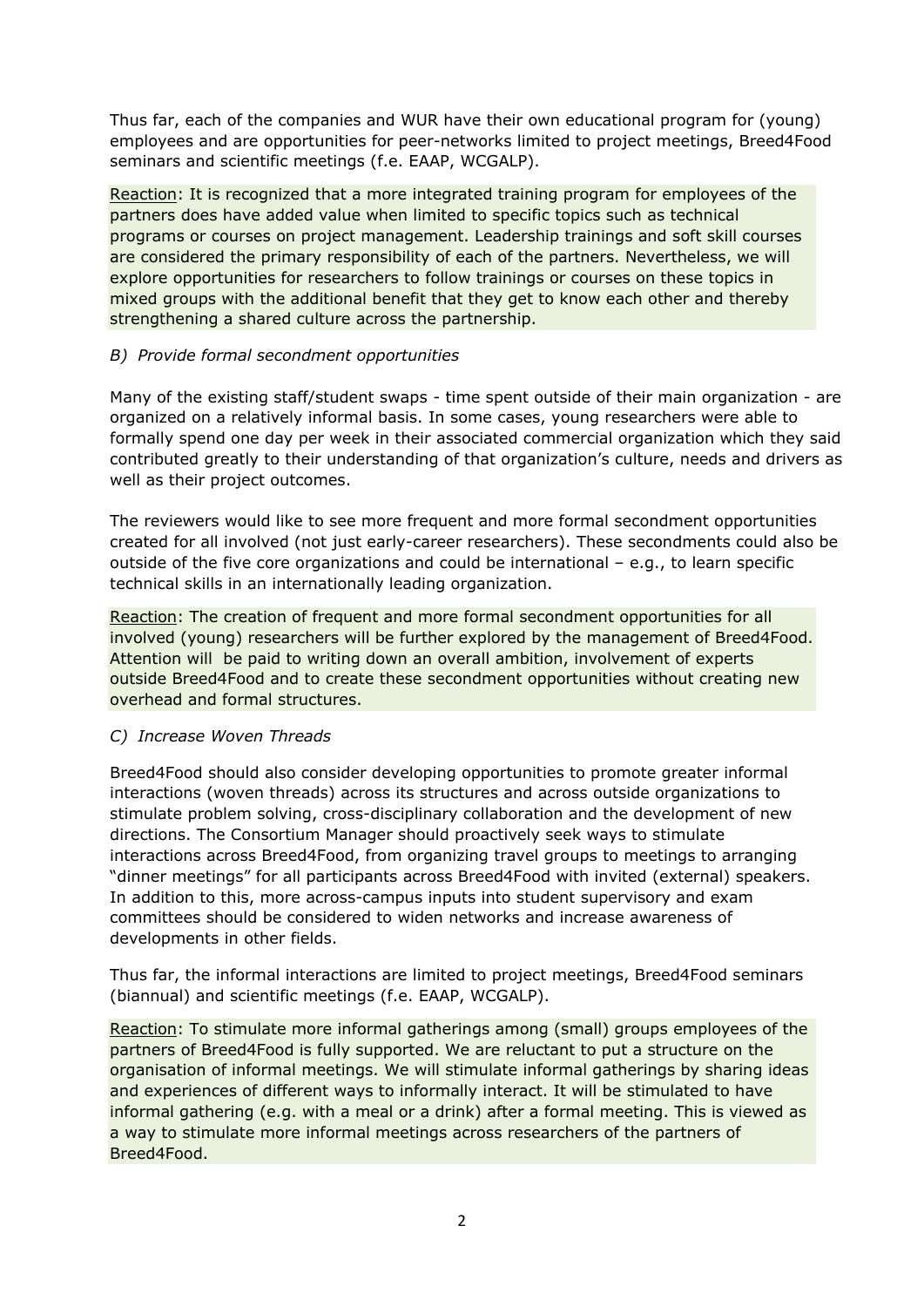Thus far, each of the companies and WUR have their own educational program for (young) employees and are opportunities for peer-networks limited to project meetings, Breed4Food seminars and scientific meetings (f.e. EAAP, WCGALP).

Reaction: It is recognized that a more integrated training program for employees of the partners does have added value when limited to specific topics such as technical programs or courses on project management. Leadership trainings and soft skill courses are considered the primary responsibility of each of the partners. Nevertheless, we will explore opportunities for researchers to follow trainings or courses on these topics in mixed groups with the additional benefit that they get to know each other and thereby strengthening a shared culture across the partnership.

*B) Provide formal secondment opportunities*

Many of the existing staff/student swaps - time spent outside of their main organization - are organized on a relatively informal basis. In some cases, young researchers were able to formally spend one day per week in their associated commercial organization which they said contributed greatly to their understanding of that organization's culture, needs and drivers as well as their project outcomes.

The reviewers would like to see more frequent and more formal secondment opportunities created for all involved (not just early-career researchers). These secondments could also be outside of the five core organizations and could be international – e.g., to learn specific technical skills in an internationally leading organization.

Reaction: The creation of frequent and more formal secondment opportunities for all involved (young) researchers will be further explored by the management of Breed4Food. Attention will be paid to writing down an overall ambition, involvement of experts outside Breed4Food and to create these secondment opportunities without creating new overhead and formal structures.

*C) Increase Woven Threads*

Breed4Food should also consider developing opportunities to promote greater informal interactions (woven threads) across its structures and across outside organizations to stimulate problem solving, cross-disciplinary collaboration and the development of new directions. The Consortium Manager should proactively seek ways to stimulate interactions across Breed4Food, from organizing travel groups to meetings to arranging "dinner meetings" for all participants across Breed4Food with invited (external) speakers. In addition to this, more across-campus inputs into student supervisory and exam committees should be considered to widen networks and increase awareness of developments in other fields.

Thus far, the informal interactions are limited to project meetings, Breed4Food seminars (biannual) and scientific meetings (f.e. EAAP, WCGALP).

Reaction: To stimulate more informal gatherings among (small) groups employees of the partners of Breed4Food is fully supported. We are reluctant to put a structure on the organisation of informal meetings. We will stimulate informal gatherings by sharing ideas and experiences of different ways to informally interact. It will be stimulated to have informal gathering (e.g. with a meal or a drink) after a formal meeting. This is viewed as a way to stimulate more informal meetings across researchers of the partners of Breed4Food.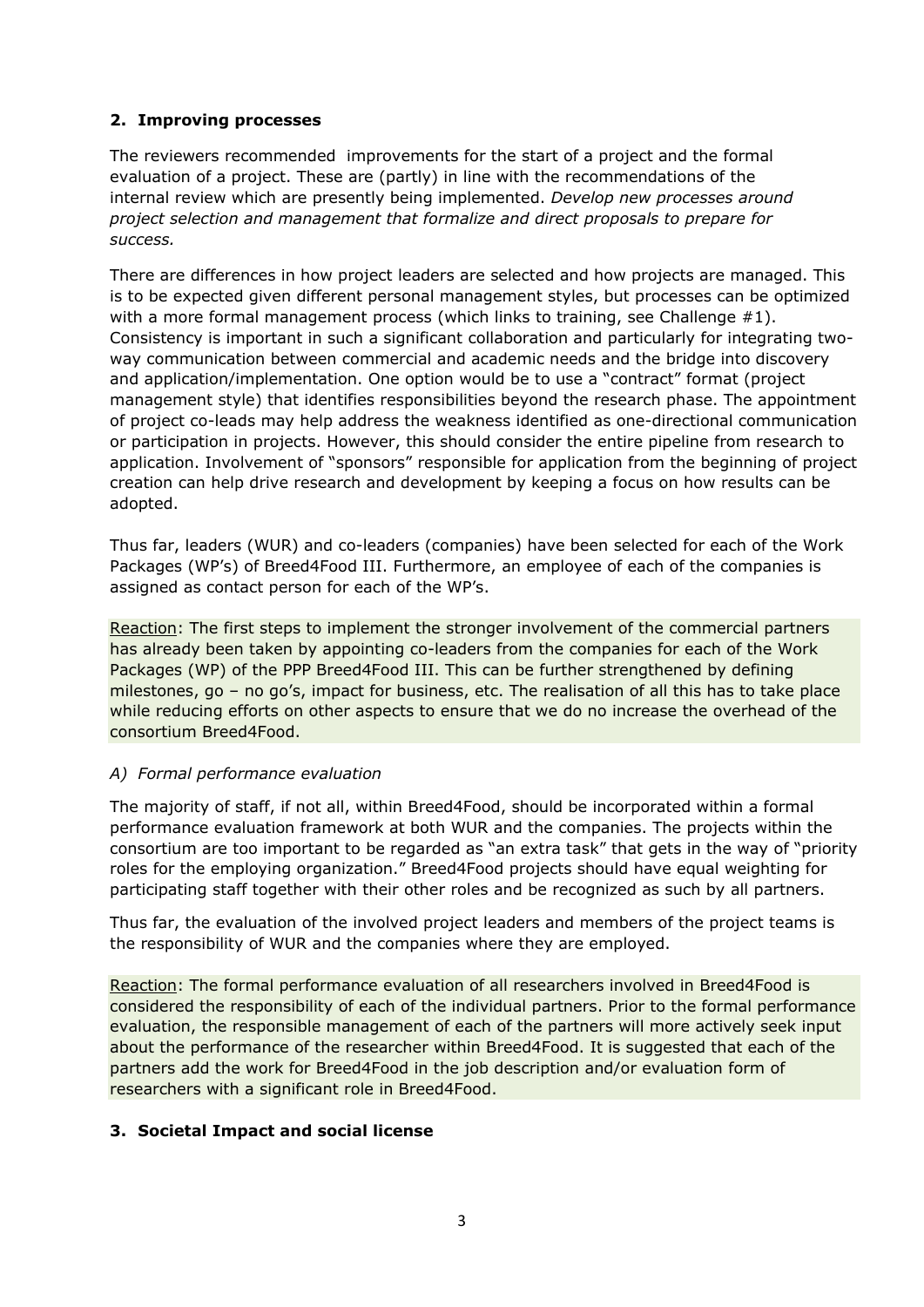## 2. Improving processes

The reviewers recommended improvements for the start of a project and the formal evaluation of a project. These are (partly) in line with the recommendations of the internal review which are presently being implemented. *Develop new processes around project selection and management that formalize and direct proposals to prepare for success.*

There are differences in how project leaders are selected and how projects are managed. This is to be expected given different personal management styles, but processes can be optimized with a more formal management process (which links to training, see Challenge #1). Consistency is important in such a significant collaboration and particularly for integrating two-way communication between commercial and academic needs and the bridge into discovery and application/implementation. One option would be to use a "contract" format (project management style) that identifies responsibilities beyond the research phase. The appointment of project co-leads may help address the weakness identified as one-directional communication or participation in projects. However, this should consider the entire pipeline from research to application. Involvement of "sponsors" responsible for application from the beginning of project creation can help drive research and development by keeping a focus on how results can be adopted.

Thus far, leaders (WUR) and co-leaders (companies) have been selected for each of the Work Packages (WP's) of Breed4Food III. Furthermore, an employee of each of the companies is assigned as contact person for each of the WP's.

<u>Reaction</u>: The first steps to implement the stronger involvement of the commercial partners has already been taken by appointing co-leaders from the companies for each of the Work Packages (WP) of the PPP Breed4Food III. This can be further strengthened by defining milestones, go – no go's, impact for business, etc. The realisation of all this has to take place while reducing efforts on other aspects to ensure that we do no increase the overhead of the consortium Breed4Food.

### *A) Formal performance evaluation*

The majority of staff, if not all, within Breed4Food, should be incorporated within a formal performance evaluation framework at both WUR and the companies. The projects within the consortium are too important to be regarded as "an extra task" that gets in the way of "priority roles for the employing organization." Breed4Food projects should have equal weighting for participating staff together with their other roles and be recognized as such by all partners.

Thus far, the evaluation of the involved project leaders and members of the project teams is the responsibility of WUR and the companies where they are employed.

<u>Reaction</u>: The formal performance evaluation of all researchers involved in Breed4Food is considered the responsibility of each of the individual partners. Prior to the formal performance evaluation, the responsible management of each of the partners will more actively seek input about the performance of the researcher within Breed4Food. It is suggested that each of the partners add the work for Breed4Food in the job description and/or evaluation form of researchers with a significant role in Breed4Food.

## 3. Societal Impact and social license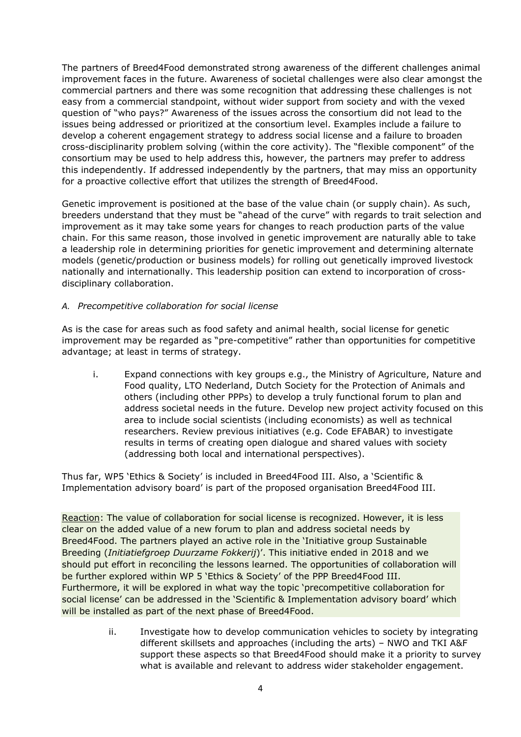The partners of Breed4Food demonstrated strong awareness of the different challenges animal improvement faces in the future. Awareness of societal challenges were also clear amongst the commercial partners and there was some recognition that addressing these challenges is not easy from a commercial standpoint, without wider support from society and with the vexed question of "who pays?" Awareness of the issues across the consortium did not lead to the issues being addressed or prioritized at the consortium level. Examples include a failure to develop a coherent engagement strategy to address social license and a failure to broaden cross-disciplinarity problem solving (within the core activity). The "flexible component" of the consortium may be used to help address this, however, the partners may prefer to address this independently. If addressed independently by the partners, that may miss an opportunity for a proactive collective effort that utilizes the strength of Breed4Food.

Genetic improvement is positioned at the base of the value chain (or supply chain). As such, breeders understand that they must be "ahead of the curve" with regards to trait selection and improvement as it may take some years for changes to reach production parts of the value chain. For this same reason, those involved in genetic improvement are naturally able to take a leadership role in determining priorities for genetic improvement and determining alternate models (genetic/production or business models) for rolling out genetically improved livestock nationally and internationally. This leadership position can extend to incorporation of cross-disciplinary collaboration.

*A. Precompetitive collaboration for social license*

As is the case for areas such as food safety and animal health, social license for genetic improvement may be regarded as "pre-competitive" rather than opportunities for competitive advantage; at least in terms of strategy.

i. Expand connections with key groups e.g., the Ministry of Agriculture, Nature and Food quality, LTO Nederland, Dutch Society for the Protection of Animals and others (including other PPPs) to develop a truly functional forum to plan and address societal needs in the future. Develop new project activity focused on this area to include social scientists (including economists) as well as technical researchers. Review previous initiatives (e.g. Code EFABAR) to investigate results in terms of creating open dialogue and shared values with society (addressing both local and international perspectives).

Thus far, WP5 'Ethics & Society' is included in Breed4Food III. Also, a 'Scientific & Implementation advisory board' is part of the proposed organisation Breed4Food III.

Reaction: The value of collaboration for social license is recognized. However, it is less clear on the added value of a new forum to plan and address societal needs by Breed4Food. The partners played an active role in the 'Initiative group Sustainable Breeding (*Initiatiefgroep Duurzame Fokkerij*)'. This initiative ended in 2018 and we should put effort in reconciling the lessons learned. The opportunities of collaboration will be further explored within WP 5 'Ethics & Society' of the PPP Breed4Food III. Furthermore, it will be explored in what way the topic 'precompetitive collaboration for social license' can be addressed in the 'Scientific & Implementation advisory board' which will be installed as part of the next phase of Breed4Food.

ii. Investigate how to develop communication vehicles to society by integrating different skillsets and approaches (including the arts) – NWO and TKI A&F support these aspects so that Breed4Food should make it a priority to survey what is available and relevant to address wider stakeholder engagement.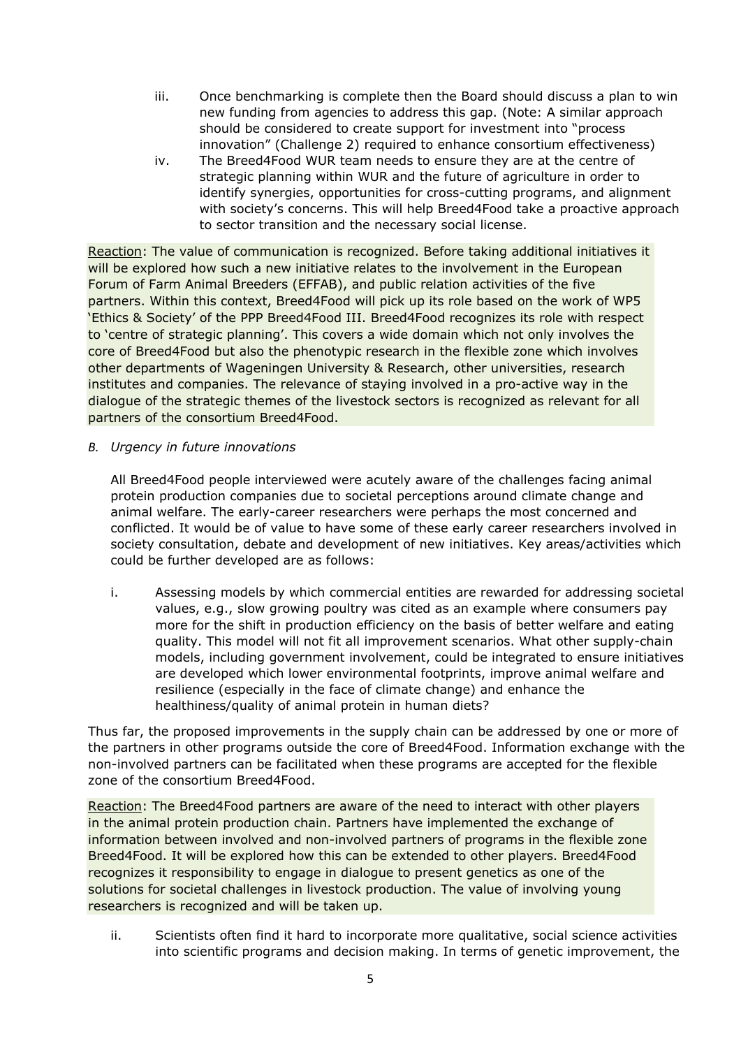iii. Once benchmarking is complete then the Board should discuss a plan to win new funding from agencies to address this gap. (Note: A similar approach should be considered to create support for investment into "process innovation" (Challenge 2) required to enhance consortium effectiveness)

iv. The Breed4Food WUR team needs to ensure they are at the centre of strategic planning within WUR and the future of agriculture in order to identify synergies, opportunities for cross-cutting programs, and alignment with society's concerns. This will help Breed4Food take a proactive approach to sector transition and the necessary social license.

<u>Reaction</u>: The value of communication is recognized. Before taking additional initiatives it will be explored how such a new initiative relates to the involvement in the European Forum of Farm Animal Breeders (EFFAB), and public relation activities of the five partners. Within this context, Breed4Food will pick up its role based on the work of WP5 'Ethics & Society' of the PPP Breed4Food III. Breed4Food recognizes its role with respect to 'centre of strategic planning'. This covers a wide domain which not only involves the core of Breed4Food but also the phenotypic research in the flexible zone which involves other departments of Wageningen University & Research, other universities, research institutes and companies. The relevance of staying involved in a pro-active way in the dialogue of the strategic themes of the livestock sectors is recognized as relevant for all partners of the consortium Breed4Food.

*B. Urgency in future innovations*

All Breed4Food people interviewed were acutely aware of the challenges facing animal protein production companies due to societal perceptions around climate change and animal welfare. The early-career researchers were perhaps the most concerned and conflicted. It would be of value to have some of these early career researchers involved in society consultation, debate and development of new initiatives. Key areas/activities which could be further developed are as follows:

i. Assessing models by which commercial entities are rewarded for addressing societal values, e.g., slow growing poultry was cited as an example where consumers pay more for the shift in production efficiency on the basis of better welfare and eating quality. This model will not fit all improvement scenarios. What other supply-chain models, including government involvement, could be integrated to ensure initiatives are developed which lower environmental footprints, improve animal welfare and resilience (especially in the face of climate change) and enhance the healthiness/quality of animal protein in human diets?

Thus far, the proposed improvements in the supply chain can be addressed by one or more of the partners in other programs outside the core of Breed4Food. Information exchange with the non-involved partners can be facilitated when these programs are accepted for the flexible zone of the consortium Breed4Food.

<u>Reaction</u>: The Breed4Food partners are aware of the need to interact with other players in the animal protein production chain. Partners have implemented the exchange of information between involved and non-involved partners of programs in the flexible zone Breed4Food. It will be explored how this can be extended to other players. Breed4Food recognizes it responsibility to engage in dialogue to present genetics as one of the solutions for societal challenges in livestock production. The value of involving young researchers is recognized and will be taken up.

ii. Scientists often find it hard to incorporate more qualitative, social science activities into scientific programs and decision making. In terms of genetic improvement, the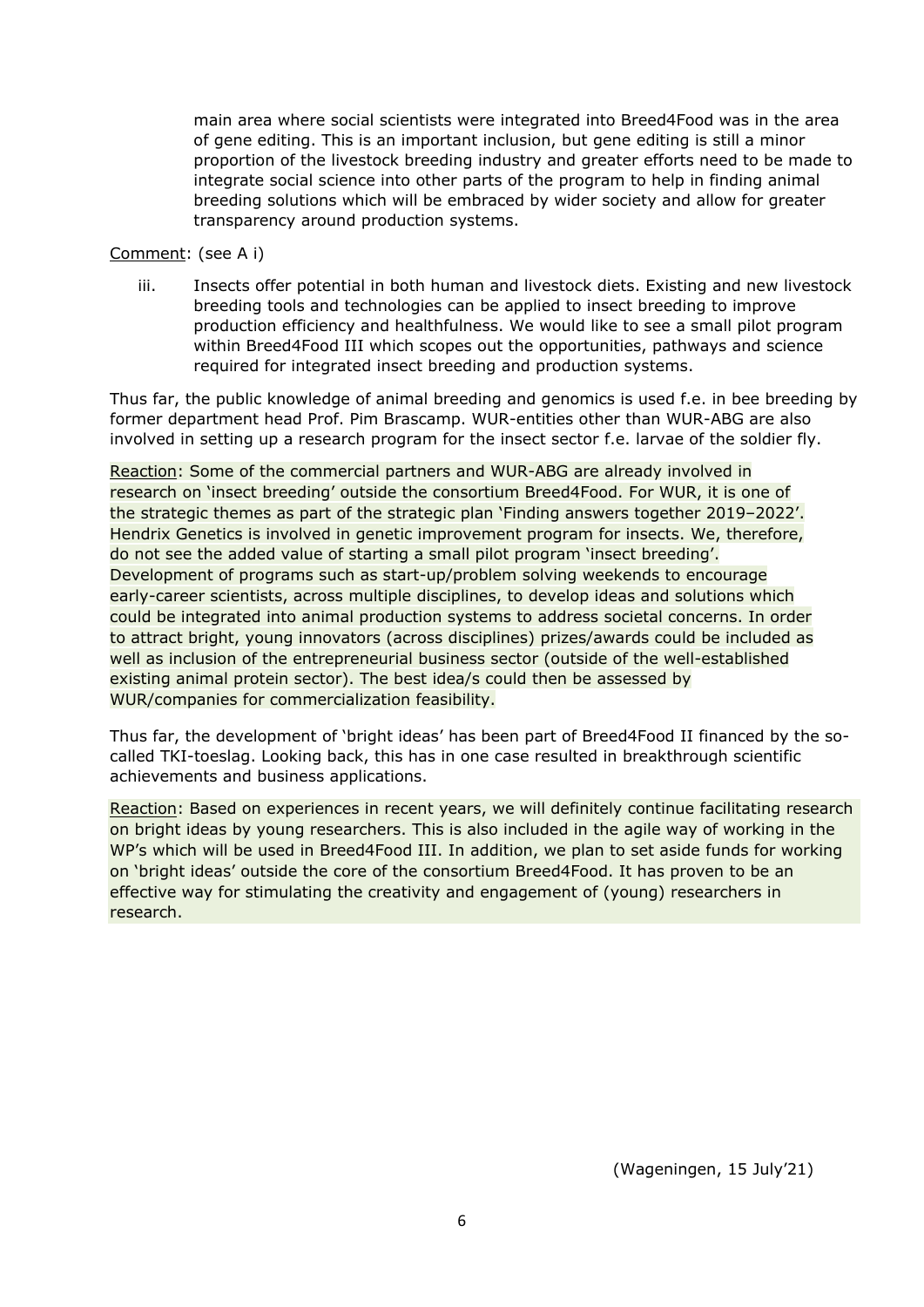main area where social scientists were integrated into Breed4Food was in the area of gene editing. This is an important inclusion, but gene editing is still a minor proportion of the livestock breeding industry and greater efforts need to be made to integrate social science into other parts of the program to help in finding animal breeding solutions which will be embraced by wider society and allow for greater transparency around production systems.

Comment: (see A i)

iii. Insects offer potential in both human and livestock diets. Existing and new livestock breeding tools and technologies can be applied to insect breeding to improve production efficiency and healthfulness. We would like to see a small pilot program within Breed4Food III which scopes out the opportunities, pathways and science required for integrated insect breeding and production systems.

Thus far, the public knowledge of animal breeding and genomics is used f.e. in bee breeding by former department head Prof. Pim Brascamp. WUR-entities other than WUR-ABG are also involved in setting up a research program for the insect sector f.e. larvae of the soldier fly.

Reaction: Some of the commercial partners and WUR-ABG are already involved in research on 'insect breeding' outside the consortium Breed4Food. For WUR, it is one of the strategic themes as part of the strategic plan 'Finding answers together 2019–2022'. Hendrix Genetics is involved in genetic improvement program for insects. We, therefore, do not see the added value of starting a small pilot program 'insect breeding'. Development of programs such as start-up/problem solving weekends to encourage early-career scientists, across multiple disciplines, to develop ideas and solutions which could be integrated into animal production systems to address societal concerns. In order to attract bright, young innovators (across disciplines) prizes/awards could be included as well as inclusion of the entrepreneurial business sector (outside of the well-established existing animal protein sector). The best idea/s could then be assessed by WUR/companies for commercialization feasibility.

Thus far, the development of 'bright ideas' has been part of Breed4Food II financed by the so-called TKI-toeslag. Looking back, this has in one case resulted in breakthrough scientific achievements and business applications.

Reaction: Based on experiences in recent years, we will definitely continue facilitating research on bright ideas by young researchers. This is also included in the agile way of working in the WP's which will be used in Breed4Food III. In addition, we plan to set aside funds for working on 'bright ideas' outside the core of the consortium Breed4Food. It has proven to be an effective way for stimulating the creativity and engagement of (young) researchers in research.

(Wageningen, 15 July'21)